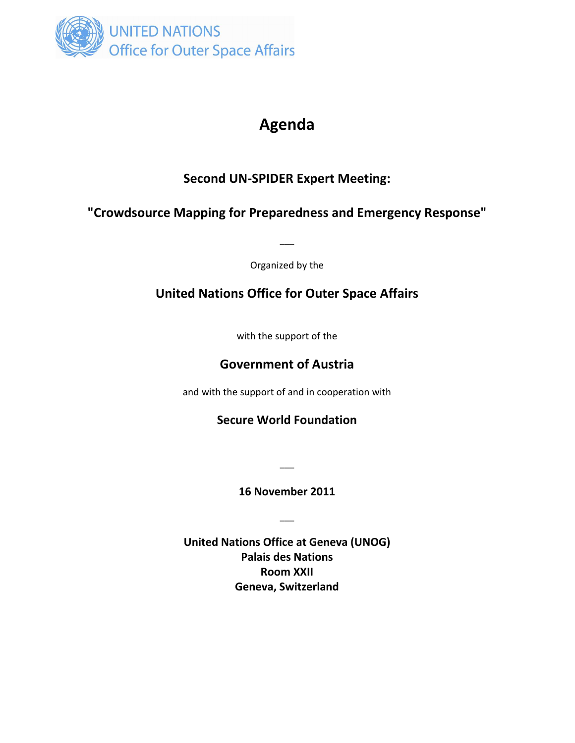UNITED NATIONS
Office for Outer Space Affairs

# Agenda

## Second UN-SPIDER Expert Meeting:

## "Crowdsource Mapping for Preparedness and Emergency Response"

---

Organized by the

**United Nations Office for Outer Space Affairs**

with the support of the

**Government of Austria**

and with the support of and in cooperation with

**Secure World Foundation**

---

**16 November 2011**

---

**United Nations Office at Geneva (UNOG)**
**Palais des Nations**
**Room XXII**
**Geneva, Switzerland**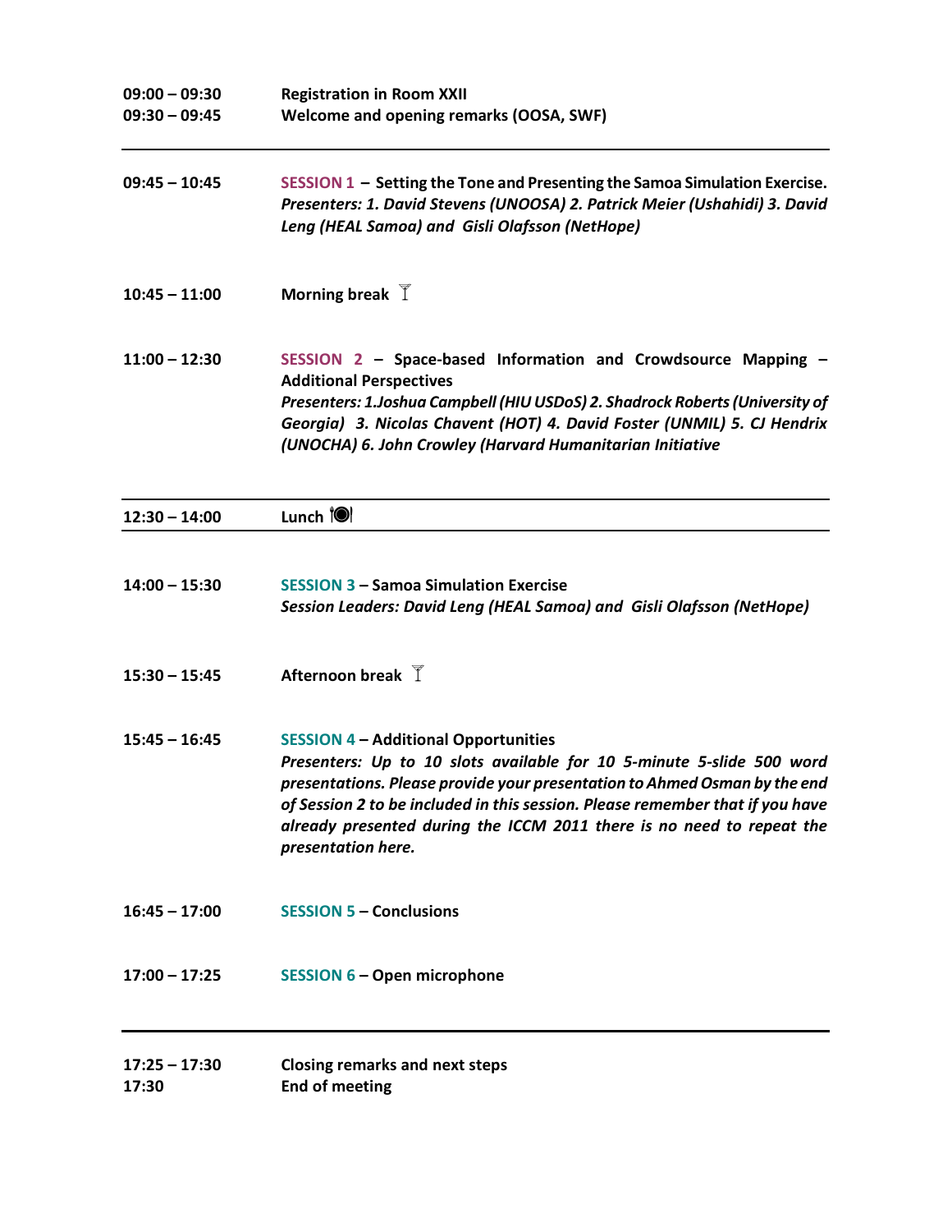| | |
|---|---|
| **09:00 – 09:30** | **Registration in Room XXII** |
| **09:30 – 09:45** | **Welcome and opening remarks (OOSA, SWF)** |
| **09:45 – 10:45** | **SESSION 1 – Setting the Tone and Presenting the Samoa Simulation Exercise.** ***Presenters: 1. David Stevens (UNOOSA) 2. Patrick Meier (Ushahidi) 3. David Leng (HEAL Samoa) and Gisli Olafsson (NetHope)*** |
| **10:45 – 11:00** | **Morning break** |
| **11:00 – 12:30** | **SESSION 2 – Space-based Information and Crowdsource Mapping – Additional Perspectives** ***Presenters: 1.Joshua Campbell (HIU USDoS) 2. Shadrock Roberts (University of Georgia) 3. Nicolas Chavent (HOT) 4. David Foster (UNMIL) 5. CJ Hendrix (UNOCHA) 6. John Crowley (Harvard Humanitarian Initiative*** |
| **12:30 – 14:00** | **Lunch** |
| **14:00 – 15:30** | **SESSION 3 – Samoa Simulation Exercise** ***Session Leaders: David Leng (HEAL Samoa) and Gisli Olafsson (NetHope)*** |
| **15:30 – 15:45** | **Afternoon break** |
| **15:45 – 16:45** | **SESSION 4 – Additional Opportunities** ***Presenters: Up to 10 slots available for 10 5-minute 5-slide 500 word presentations. Please provide your presentation to Ahmed Osman by the end of Session 2 to be included in this session. Please remember that if you have already presented during the ICCM 2011 there is no need to repeat the presentation here.*** |
| **16:45 – 17:00** | **SESSION 5 – Conclusions** |
| **17:00 – 17:25** | **SESSION 6 – Open microphone** |
| **17:25 – 17:30** | **Closing remarks and next steps** |
| **17:30** | **End of meeting** |